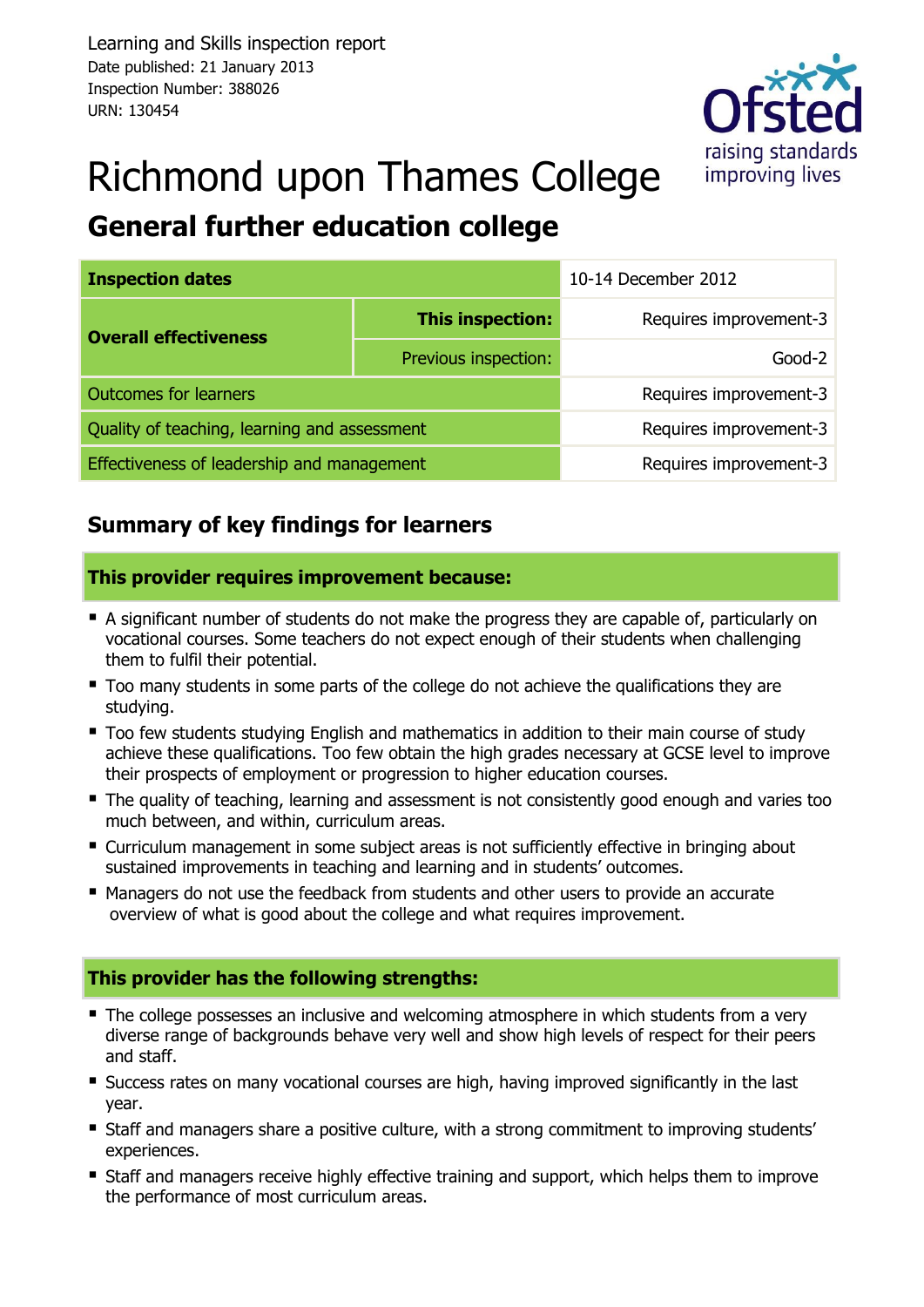Learning and Skills inspection report
Date published: 21 January 2013
Inspection Number: 388026
URN: 130454

# Richmond upon Thames College

## General further education college

| Inspection dates | | 10-14 December 2012 |
|---|---|---|
| Overall effectiveness | **This inspection:** | Requires improvement-3 |
| | Previous inspection: | Good-2 |
| Outcomes for learners | | Requires improvement-3 |
| Quality of teaching, learning and assessment | | Requires improvement-3 |
| Effectiveness of leadership and management | | Requires improvement-3 |

## Summary of key findings for learners

### This provider requires improvement because:

- A significant number of students do not make the progress they are capable of, particularly on vocational courses. Some teachers do not expect enough of their students when challenging them to fulfil their potential.
- Too many students in some parts of the college do not achieve the qualifications they are studying.
- Too few students studying English and mathematics in addition to their main course of study achieve these qualifications. Too few obtain the high grades necessary at GCSE level to improve their prospects of employment or progression to higher education courses.
- The quality of teaching, learning and assessment is not consistently good enough and varies too much between, and within, curriculum areas.
- Curriculum management in some subject areas is not sufficiently effective in bringing about sustained improvements in teaching and learning and in students' outcomes.
- Managers do not use the feedback from students and other users to provide an accurate overview of what is good about the college and what requires improvement.

### This provider has the following strengths:

- The college possesses an inclusive and welcoming atmosphere in which students from a very diverse range of backgrounds behave very well and show high levels of respect for their peers and staff.
- Success rates on many vocational courses are high, having improved significantly in the last year.
- Staff and managers share a positive culture, with a strong commitment to improving students' experiences.
- Staff and managers receive highly effective training and support, which helps them to improve the performance of most curriculum areas.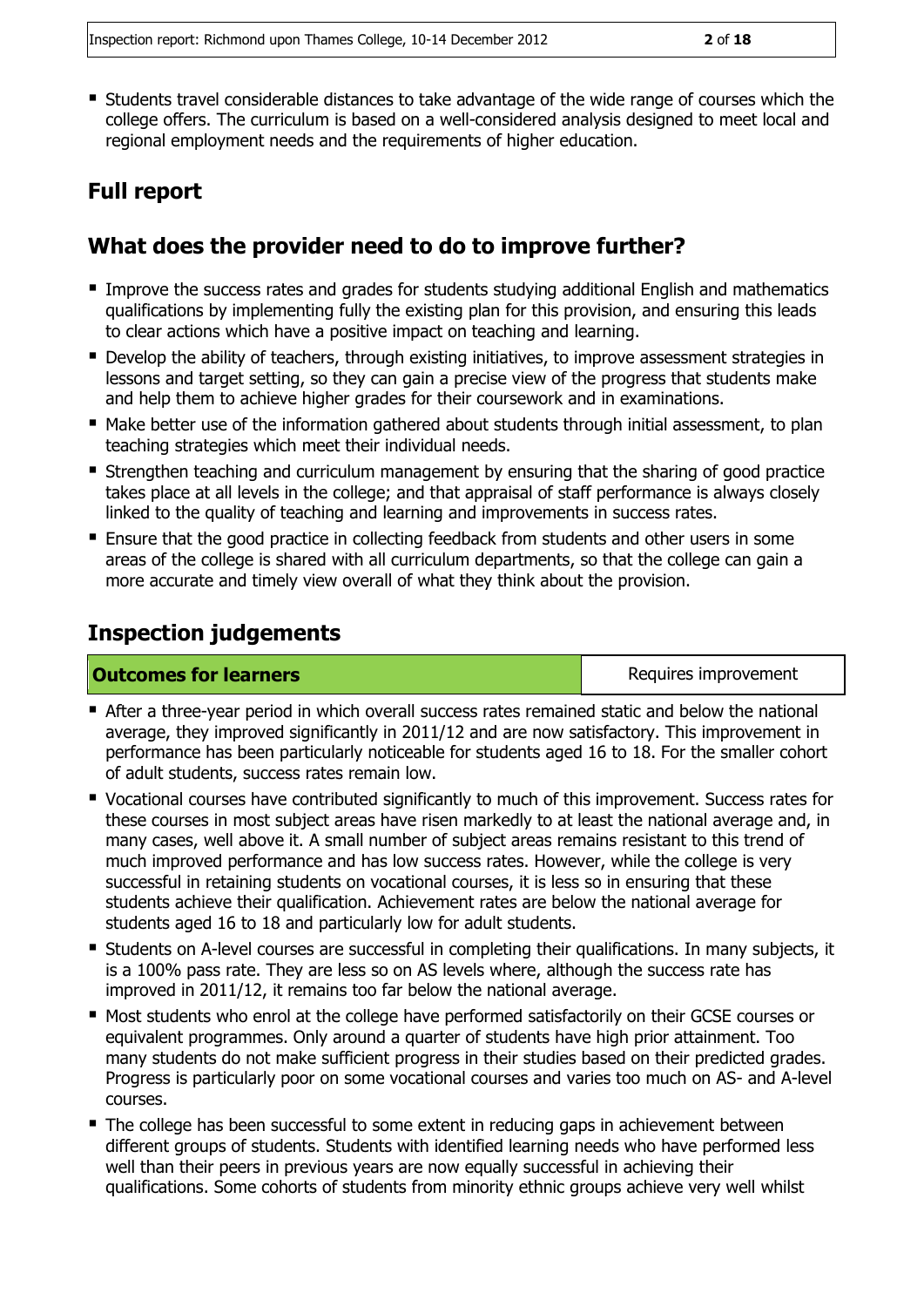- Students travel considerable distances to take advantage of the wide range of courses which the college offers. The curriculum is based on a well-considered analysis designed to meet local and regional employment needs and the requirements of higher education.

## Full report

## What does the provider need to do to improve further?

- Improve the success rates and grades for students studying additional English and mathematics qualifications by implementing fully the existing plan for this provision, and ensuring this leads to clear actions which have a positive impact on teaching and learning.
- Develop the ability of teachers, through existing initiatives, to improve assessment strategies in lessons and target setting, so they can gain a precise view of the progress that students make and help them to achieve higher grades for their coursework and in examinations.
- Make better use of the information gathered about students through initial assessment, to plan teaching strategies which meet their individual needs.
- Strengthen teaching and curriculum management by ensuring that the sharing of good practice takes place at all levels in the college; and that appraisal of staff performance is always closely linked to the quality of teaching and learning and improvements in success rates.
- Ensure that the good practice in collecting feedback from students and other users in some areas of the college is shared with all curriculum departments, so that the college can gain a more accurate and timely view overall of what they think about the provision.

## Inspection judgements

| **Outcomes for learners** | Requires improvement |
|---|---|

- After a three-year period in which overall success rates remained static and below the national average, they improved significantly in 2011/12 and are now satisfactory. This improvement in performance has been particularly noticeable for students aged 16 to 18. For the smaller cohort of adult students, success rates remain low.
- Vocational courses have contributed significantly to much of this improvement. Success rates for these courses in most subject areas have risen markedly to at least the national average and, in many cases, well above it. A small number of subject areas remains resistant to this trend of much improved performance and has low success rates. However, while the college is very successful in retaining students on vocational courses, it is less so in ensuring that these students achieve their qualification. Achievement rates are below the national average for students aged 16 to 18 and particularly low for adult students.
- Students on A-level courses are successful in completing their qualifications. In many subjects, it is a 100% pass rate. They are less so on AS levels where, although the success rate has improved in 2011/12, it remains too far below the national average.
- Most students who enrol at the college have performed satisfactorily on their GCSE courses or equivalent programmes. Only around a quarter of students have high prior attainment. Too many students do not make sufficient progress in their studies based on their predicted grades. Progress is particularly poor on some vocational courses and varies too much on AS- and A-level courses.
- The college has been successful to some extent in reducing gaps in achievement between different groups of students. Students with identified learning needs who have performed less well than their peers in previous years are now equally successful in achieving their qualifications. Some cohorts of students from minority ethnic groups achieve very well whilst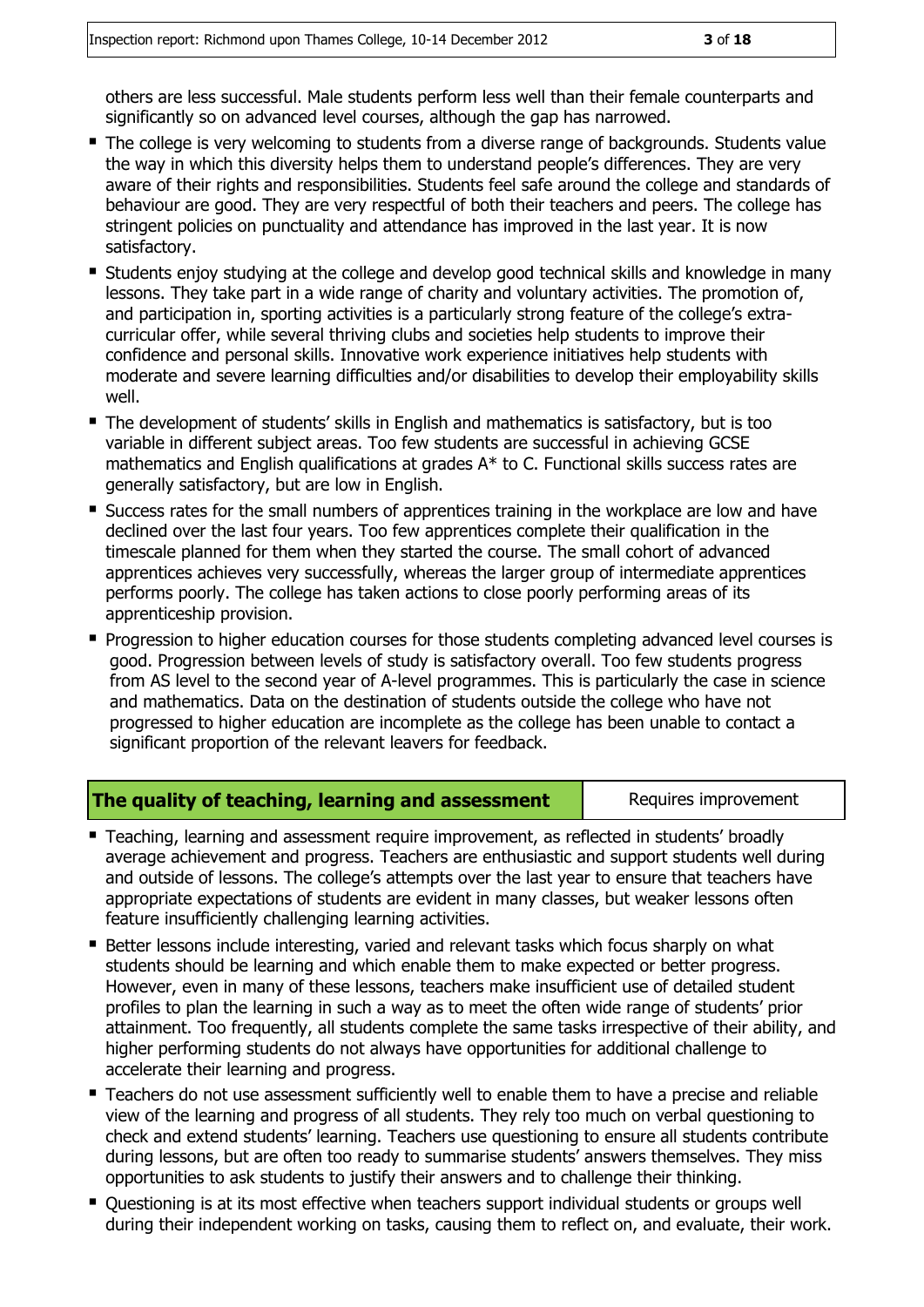others are less successful. Male students perform less well than their female counterparts and significantly so on advanced level courses, although the gap has narrowed.

- The college is very welcoming to students from a diverse range of backgrounds. Students value the way in which this diversity helps them to understand people's differences. They are very aware of their rights and responsibilities. Students feel safe around the college and standards of behaviour are good. They are very respectful of both their teachers and peers. The college has stringent policies on punctuality and attendance has improved in the last year. It is now satisfactory.
- Students enjoy studying at the college and develop good technical skills and knowledge in many lessons. They take part in a wide range of charity and voluntary activities. The promotion of, and participation in, sporting activities is a particularly strong feature of the college's extra-curricular offer, while several thriving clubs and societies help students to improve their confidence and personal skills. Innovative work experience initiatives help students with moderate and severe learning difficulties and/or disabilities to develop their employability skills well.
- The development of students' skills in English and mathematics is satisfactory, but is too variable in different subject areas. Too few students are successful in achieving GCSE mathematics and English qualifications at grades A* to C. Functional skills success rates are generally satisfactory, but are low in English.
- Success rates for the small numbers of apprentices training in the workplace are low and have declined over the last four years. Too few apprentices complete their qualification in the timescale planned for them when they started the course. The small cohort of advanced apprentices achieves very successfully, whereas the larger group of intermediate apprentices performs poorly. The college has taken actions to close poorly performing areas of its apprenticeship provision.
- Progression to higher education courses for those students completing advanced level courses is good. Progression between levels of study is satisfactory overall. Too few students progress from AS level to the second year of A-level programmes. This is particularly the case in science and mathematics. Data on the destination of students outside the college who have not progressed to higher education are incomplete as the college has been unable to contact a significant proportion of the relevant leavers for feedback.

| **The quality of teaching, learning and assessment** | Requires improvement |
| --- | --- |

- Teaching, learning and assessment require improvement, as reflected in students' broadly average achievement and progress. Teachers are enthusiastic and support students well during and outside of lessons. The college's attempts over the last year to ensure that teachers have appropriate expectations of students are evident in many classes, but weaker lessons often feature insufficiently challenging learning activities.
- Better lessons include interesting, varied and relevant tasks which focus sharply on what students should be learning and which enable them to make expected or better progress. However, even in many of these lessons, teachers make insufficient use of detailed student profiles to plan the learning in such a way as to meet the often wide range of students' prior attainment. Too frequently, all students complete the same tasks irrespective of their ability, and higher performing students do not always have opportunities for additional challenge to accelerate their learning and progress.
- Teachers do not use assessment sufficiently well to enable them to have a precise and reliable view of the learning and progress of all students. They rely too much on verbal questioning to check and extend students' learning. Teachers use questioning to ensure all students contribute during lessons, but are often too ready to summarise students' answers themselves. They miss opportunities to ask students to justify their answers and to challenge their thinking.
- Questioning is at its most effective when teachers support individual students or groups well during their independent working on tasks, causing them to reflect on, and evaluate, their work.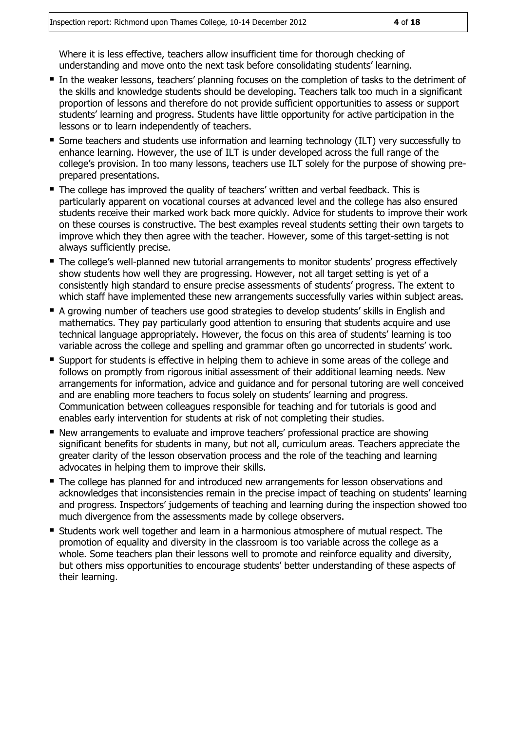Where it is less effective, teachers allow insufficient time for thorough checking of understanding and move onto the next task before consolidating students' learning.

- In the weaker lessons, teachers' planning focuses on the completion of tasks to the detriment of the skills and knowledge students should be developing. Teachers talk too much in a significant proportion of lessons and therefore do not provide sufficient opportunities to assess or support students' learning and progress. Students have little opportunity for active participation in the lessons or to learn independently of teachers.
- Some teachers and students use information and learning technology (ILT) very successfully to enhance learning. However, the use of ILT is under developed across the full range of the college's provision. In too many lessons, teachers use ILT solely for the purpose of showing pre-prepared presentations.
- The college has improved the quality of teachers' written and verbal feedback. This is particularly apparent on vocational courses at advanced level and the college has also ensured students receive their marked work back more quickly. Advice for students to improve their work on these courses is constructive. The best examples reveal students setting their own targets to improve which they then agree with the teacher. However, some of this target-setting is not always sufficiently precise.
- The college's well-planned new tutorial arrangements to monitor students' progress effectively show students how well they are progressing. However, not all target setting is yet of a consistently high standard to ensure precise assessments of students' progress. The extent to which staff have implemented these new arrangements successfully varies within subject areas.
- A growing number of teachers use good strategies to develop students' skills in English and mathematics. They pay particularly good attention to ensuring that students acquire and use technical language appropriately. However, the focus on this area of students' learning is too variable across the college and spelling and grammar often go uncorrected in students' work.
- Support for students is effective in helping them to achieve in some areas of the college and follows on promptly from rigorous initial assessment of their additional learning needs. New arrangements for information, advice and guidance and for personal tutoring are well conceived and are enabling more teachers to focus solely on students' learning and progress. Communication between colleagues responsible for teaching and for tutorials is good and enables early intervention for students at risk of not completing their studies.
- New arrangements to evaluate and improve teachers' professional practice are showing significant benefits for students in many, but not all, curriculum areas. Teachers appreciate the greater clarity of the lesson observation process and the role of the teaching and learning advocates in helping them to improve their skills.
- The college has planned for and introduced new arrangements for lesson observations and acknowledges that inconsistencies remain in the precise impact of teaching on students' learning and progress. Inspectors' judgements of teaching and learning during the inspection showed too much divergence from the assessments made by college observers.
- Students work well together and learn in a harmonious atmosphere of mutual respect. The promotion of equality and diversity in the classroom is too variable across the college as a whole. Some teachers plan their lessons well to promote and reinforce equality and diversity, but others miss opportunities to encourage students' better understanding of these aspects of their learning.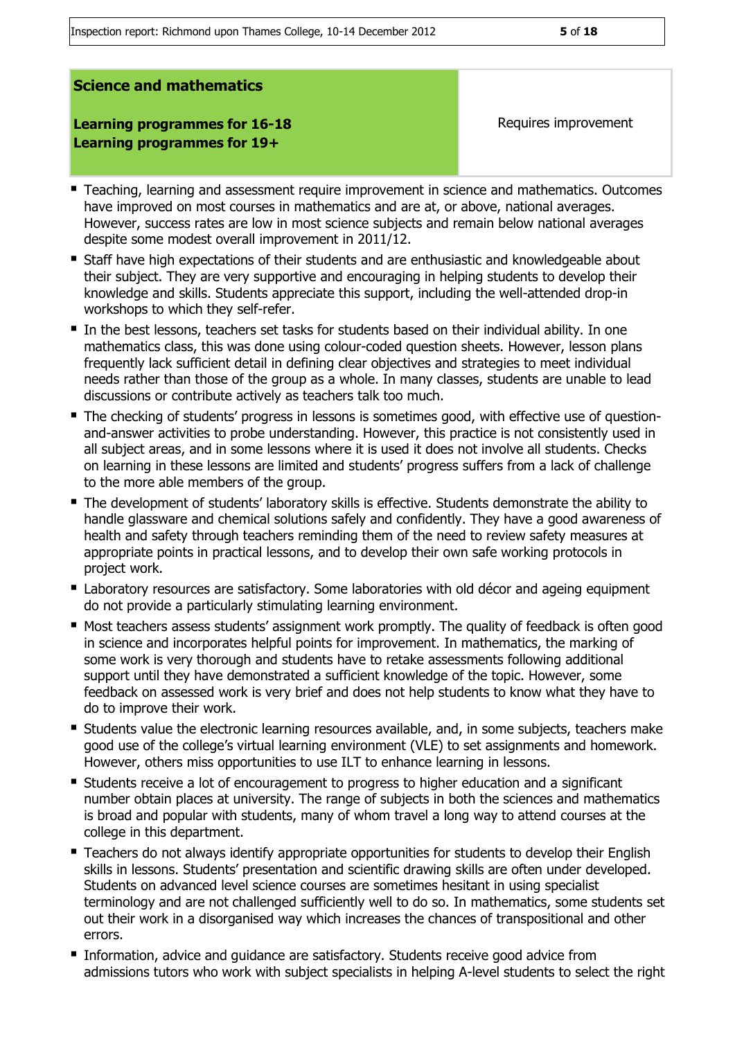| Science and mathematics | |
|---|---|
| **Learning programmes for 16-18**<br>**Learning programmes for 19+** | Requires improvement |

- Teaching, learning and assessment require improvement in science and mathematics. Outcomes have improved on most courses in mathematics and are at, or above, national averages. However, success rates are low in most science subjects and remain below national averages despite some modest overall improvement in 2011/12.
- Staff have high expectations of their students and are enthusiastic and knowledgeable about their subject. They are very supportive and encouraging in helping students to develop their knowledge and skills. Students appreciate this support, including the well-attended drop-in workshops to which they self-refer.
- In the best lessons, teachers set tasks for students based on their individual ability. In one mathematics class, this was done using colour-coded question sheets. However, lesson plans frequently lack sufficient detail in defining clear objectives and strategies to meet individual needs rather than those of the group as a whole. In many classes, students are unable to lead discussions or contribute actively as teachers talk too much.
- The checking of students' progress in lessons is sometimes good, with effective use of question-and-answer activities to probe understanding. However, this practice is not consistently used in all subject areas, and in some lessons where it is used it does not involve all students. Checks on learning in these lessons are limited and students' progress suffers from a lack of challenge to the more able members of the group.
- The development of students' laboratory skills is effective. Students demonstrate the ability to handle glassware and chemical solutions safely and confidently. They have a good awareness of health and safety through teachers reminding them of the need to review safety measures at appropriate points in practical lessons, and to develop their own safe working protocols in project work.
- Laboratory resources are satisfactory. Some laboratories with old décor and ageing equipment do not provide a particularly stimulating learning environment.
- Most teachers assess students' assignment work promptly. The quality of feedback is often good in science and incorporates helpful points for improvement. In mathematics, the marking of some work is very thorough and students have to retake assessments following additional support until they have demonstrated a sufficient knowledge of the topic. However, some feedback on assessed work is very brief and does not help students to know what they have to do to improve their work.
- Students value the electronic learning resources available, and, in some subjects, teachers make good use of the college's virtual learning environment (VLE) to set assignments and homework. However, others miss opportunities to use ILT to enhance learning in lessons.
- Students receive a lot of encouragement to progress to higher education and a significant number obtain places at university. The range of subjects in both the sciences and mathematics is broad and popular with students, many of whom travel a long way to attend courses at the college in this department.
- Teachers do not always identify appropriate opportunities for students to develop their English skills in lessons. Students' presentation and scientific drawing skills are often under developed. Students on advanced level science courses are sometimes hesitant in using specialist terminology and are not challenged sufficiently well to do so. In mathematics, some students set out their work in a disorganised way which increases the chances of transpositional and other errors.
- Information, advice and guidance are satisfactory. Students receive good advice from admissions tutors who work with subject specialists in helping A-level students to select the right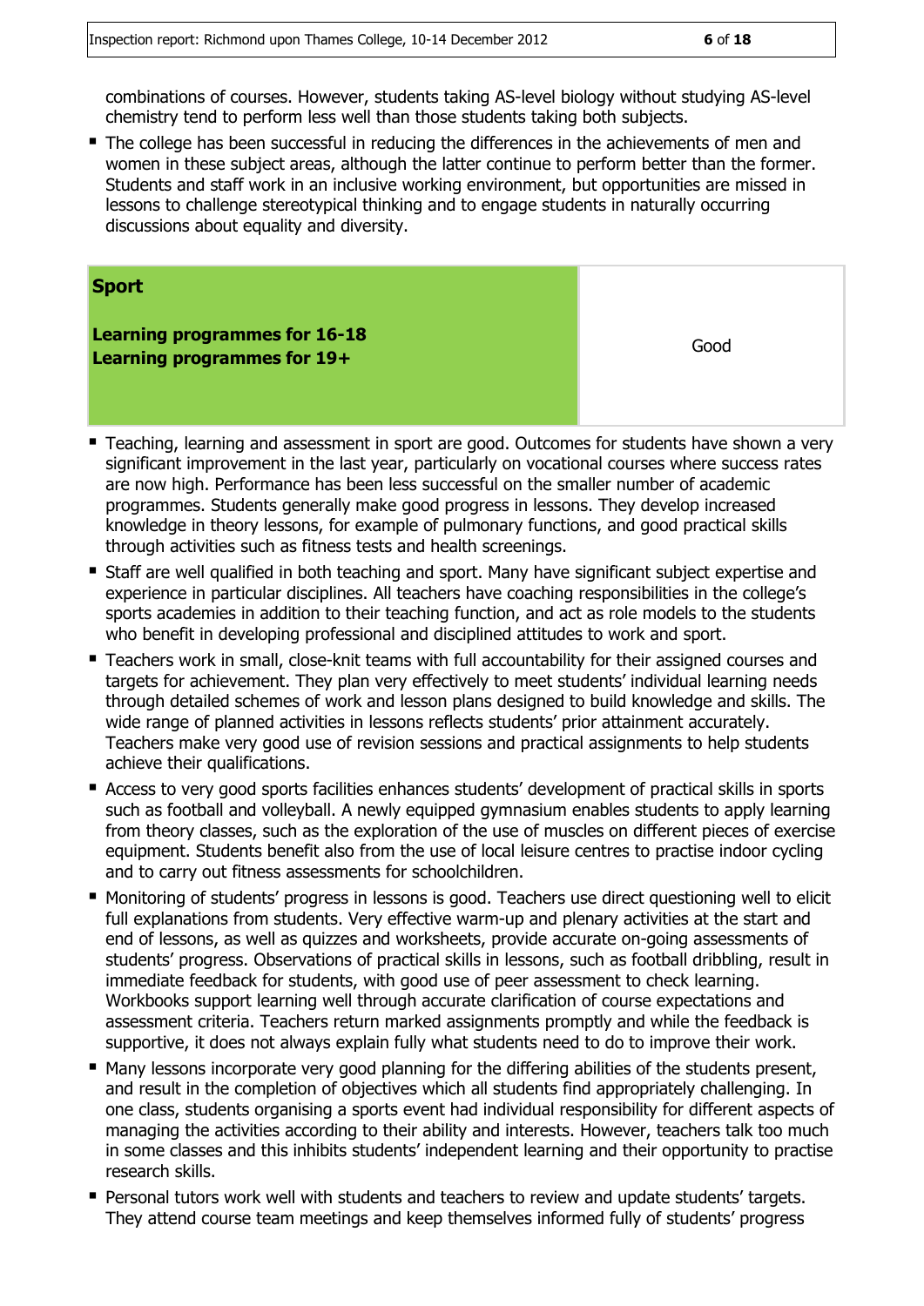combinations of courses. However, students taking AS-level biology without studying AS-level chemistry tend to perform less well than those students taking both subjects.

- The college has been successful in reducing the differences in the achievements of men and women in these subject areas, although the latter continue to perform better than the former. Students and staff work in an inclusive working environment, but opportunities are missed in lessons to challenge stereotypical thinking and to engage students in naturally occurring discussions about equality and diversity.

| **Sport**<br><br>**Learning programmes for 16-18**<br>**Learning programmes for 19+** | Good |
|---|---|

- Teaching, learning and assessment in sport are good. Outcomes for students have shown a very significant improvement in the last year, particularly on vocational courses where success rates are now high. Performance has been less successful on the smaller number of academic programmes. Students generally make good progress in lessons. They develop increased knowledge in theory lessons, for example of pulmonary functions, and good practical skills through activities such as fitness tests and health screenings.
- Staff are well qualified in both teaching and sport. Many have significant subject expertise and experience in particular disciplines. All teachers have coaching responsibilities in the college's sports academies in addition to their teaching function, and act as role models to the students who benefit in developing professional and disciplined attitudes to work and sport.
- Teachers work in small, close-knit teams with full accountability for their assigned courses and targets for achievement. They plan very effectively to meet students' individual learning needs through detailed schemes of work and lesson plans designed to build knowledge and skills. The wide range of planned activities in lessons reflects students' prior attainment accurately. Teachers make very good use of revision sessions and practical assignments to help students achieve their qualifications.
- Access to very good sports facilities enhances students' development of practical skills in sports such as football and volleyball. A newly equipped gymnasium enables students to apply learning from theory classes, such as the exploration of the use of muscles on different pieces of exercise equipment. Students benefit also from the use of local leisure centres to practise indoor cycling and to carry out fitness assessments for schoolchildren.
- Monitoring of students' progress in lessons is good. Teachers use direct questioning well to elicit full explanations from students. Very effective warm-up and plenary activities at the start and end of lessons, as well as quizzes and worksheets, provide accurate on-going assessments of students' progress. Observations of practical skills in lessons, such as football dribbling, result in immediate feedback for students, with good use of peer assessment to check learning. Workbooks support learning well through accurate clarification of course expectations and assessment criteria. Teachers return marked assignments promptly and while the feedback is supportive, it does not always explain fully what students need to do to improve their work.
- Many lessons incorporate very good planning for the differing abilities of the students present, and result in the completion of objectives which all students find appropriately challenging. In one class, students organising a sports event had individual responsibility for different aspects of managing the activities according to their ability and interests. However, teachers talk too much in some classes and this inhibits students' independent learning and their opportunity to practise research skills.
- Personal tutors work well with students and teachers to review and update students' targets. They attend course team meetings and keep themselves informed fully of students' progress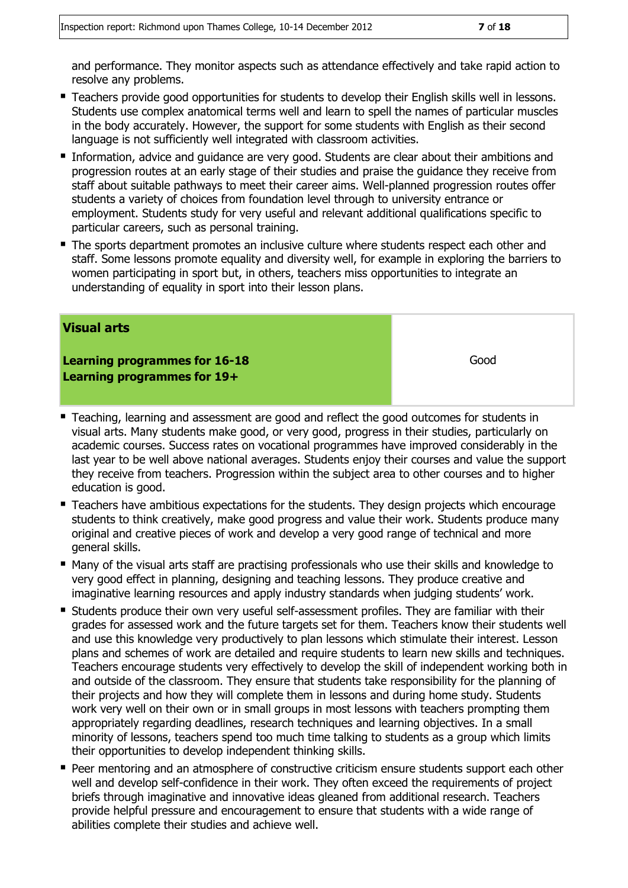and performance. They monitor aspects such as attendance effectively and take rapid action to resolve any problems.

- Teachers provide good opportunities for students to develop their English skills well in lessons. Students use complex anatomical terms well and learn to spell the names of particular muscles in the body accurately. However, the support for some students with English as their second language is not sufficiently well integrated with classroom activities.
- Information, advice and guidance are very good. Students are clear about their ambitions and progression routes at an early stage of their studies and praise the guidance they receive from staff about suitable pathways to meet their career aims. Well-planned progression routes offer students a variety of choices from foundation level through to university entrance or employment. Students study for very useful and relevant additional qualifications specific to particular careers, such as personal training.
- The sports department promotes an inclusive culture where students respect each other and staff. Some lessons promote equality and diversity well, for example in exploring the barriers to women participating in sport but, in others, teachers miss opportunities to integrate an understanding of equality in sport into their lesson plans.

| **Visual arts**<br><br>**Learning programmes for 16-18**<br>**Learning programmes for 19+** | Good |
|---|---|

- Teaching, learning and assessment are good and reflect the good outcomes for students in visual arts. Many students make good, or very good, progress in their studies, particularly on academic courses. Success rates on vocational programmes have improved considerably in the last year to be well above national averages. Students enjoy their courses and value the support they receive from teachers. Progression within the subject area to other courses and to higher education is good.
- Teachers have ambitious expectations for the students. They design projects which encourage students to think creatively, make good progress and value their work. Students produce many original and creative pieces of work and develop a very good range of technical and more general skills.
- Many of the visual arts staff are practising professionals who use their skills and knowledge to very good effect in planning, designing and teaching lessons. They produce creative and imaginative learning resources and apply industry standards when judging students' work.
- Students produce their own very useful self-assessment profiles. They are familiar with their grades for assessed work and the future targets set for them. Teachers know their students well and use this knowledge very productively to plan lessons which stimulate their interest. Lesson plans and schemes of work are detailed and require students to learn new skills and techniques. Teachers encourage students very effectively to develop the skill of independent working both in and outside of the classroom. They ensure that students take responsibility for the planning of their projects and how they will complete them in lessons and during home study. Students work very well on their own or in small groups in most lessons with teachers prompting them appropriately regarding deadlines, research techniques and learning objectives. In a small minority of lessons, teachers spend too much time talking to students as a group which limits their opportunities to develop independent thinking skills.
- Peer mentoring and an atmosphere of constructive criticism ensure students support each other well and develop self-confidence in their work. They often exceed the requirements of project briefs through imaginative and innovative ideas gleaned from additional research. Teachers provide helpful pressure and encouragement to ensure that students with a wide range of abilities complete their studies and achieve well.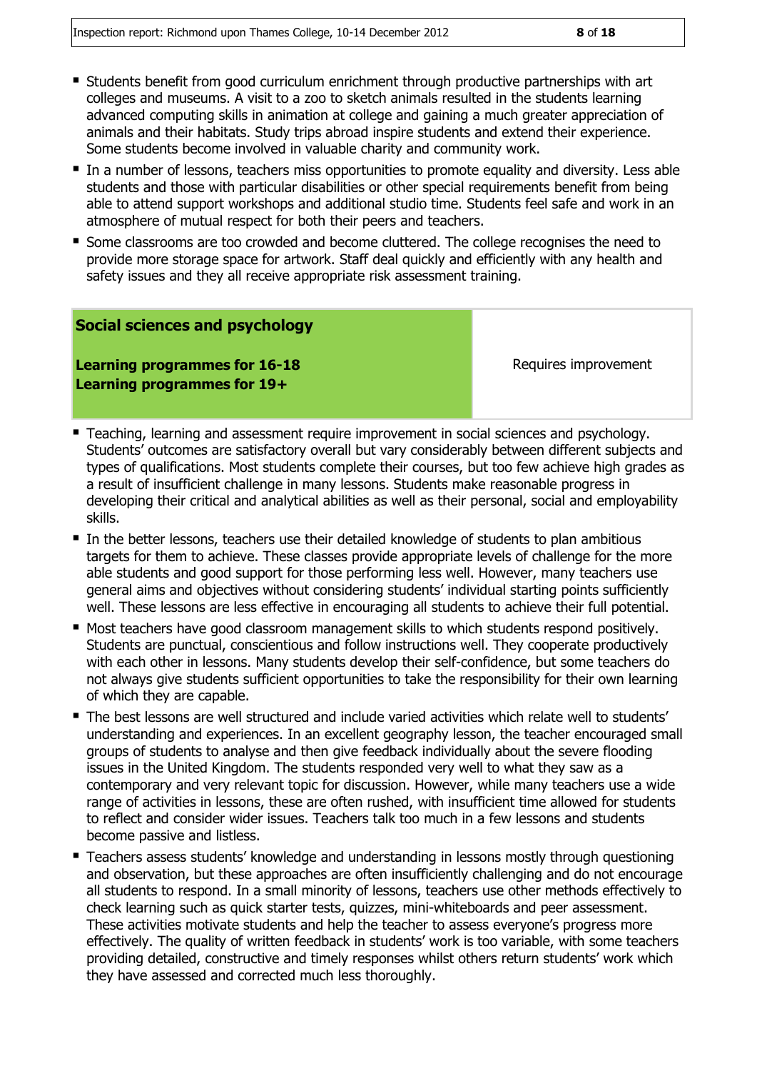- Students benefit from good curriculum enrichment through productive partnerships with art colleges and museums. A visit to a zoo to sketch animals resulted in the students learning advanced computing skills in animation at college and gaining a much greater appreciation of animals and their habitats. Study trips abroad inspire students and extend their experience. Some students become involved in valuable charity and community work.
- In a number of lessons, teachers miss opportunities to promote equality and diversity. Less able students and those with particular disabilities or other special requirements benefit from being able to attend support workshops and additional studio time. Students feel safe and work in an atmosphere of mutual respect for both their peers and teachers.
- Some classrooms are too crowded and become cluttered. The college recognises the need to provide more storage space for artwork. Staff deal quickly and efficiently with any health and safety issues and they all receive appropriate risk assessment training.

| **Social sciences and psychology**<br><br>**Learning programmes for 16-18**<br>**Learning programmes for 19+** | Requires improvement |
|---|---|

- Teaching, learning and assessment require improvement in social sciences and psychology. Students' outcomes are satisfactory overall but vary considerably between different subjects and types of qualifications. Most students complete their courses, but too few achieve high grades as a result of insufficient challenge in many lessons. Students make reasonable progress in developing their critical and analytical abilities as well as their personal, social and employability skills.
- In the better lessons, teachers use their detailed knowledge of students to plan ambitious targets for them to achieve. These classes provide appropriate levels of challenge for the more able students and good support for those performing less well. However, many teachers use general aims and objectives without considering students' individual starting points sufficiently well. These lessons are less effective in encouraging all students to achieve their full potential.
- Most teachers have good classroom management skills to which students respond positively. Students are punctual, conscientious and follow instructions well. They cooperate productively with each other in lessons. Many students develop their self-confidence, but some teachers do not always give students sufficient opportunities to take the responsibility for their own learning of which they are capable.
- The best lessons are well structured and include varied activities which relate well to students' understanding and experiences. In an excellent geography lesson, the teacher encouraged small groups of students to analyse and then give feedback individually about the severe flooding issues in the United Kingdom. The students responded very well to what they saw as a contemporary and very relevant topic for discussion. However, while many teachers use a wide range of activities in lessons, these are often rushed, with insufficient time allowed for students to reflect and consider wider issues. Teachers talk too much in a few lessons and students become passive and listless.
- Teachers assess students' knowledge and understanding in lessons mostly through questioning and observation, but these approaches are often insufficiently challenging and do not encourage all students to respond. In a small minority of lessons, teachers use other methods effectively to check learning such as quick starter tests, quizzes, mini-whiteboards and peer assessment. These activities motivate students and help the teacher to assess everyone's progress more effectively. The quality of written feedback in students' work is too variable, with some teachers providing detailed, constructive and timely responses whilst others return students' work which they have assessed and corrected much less thoroughly.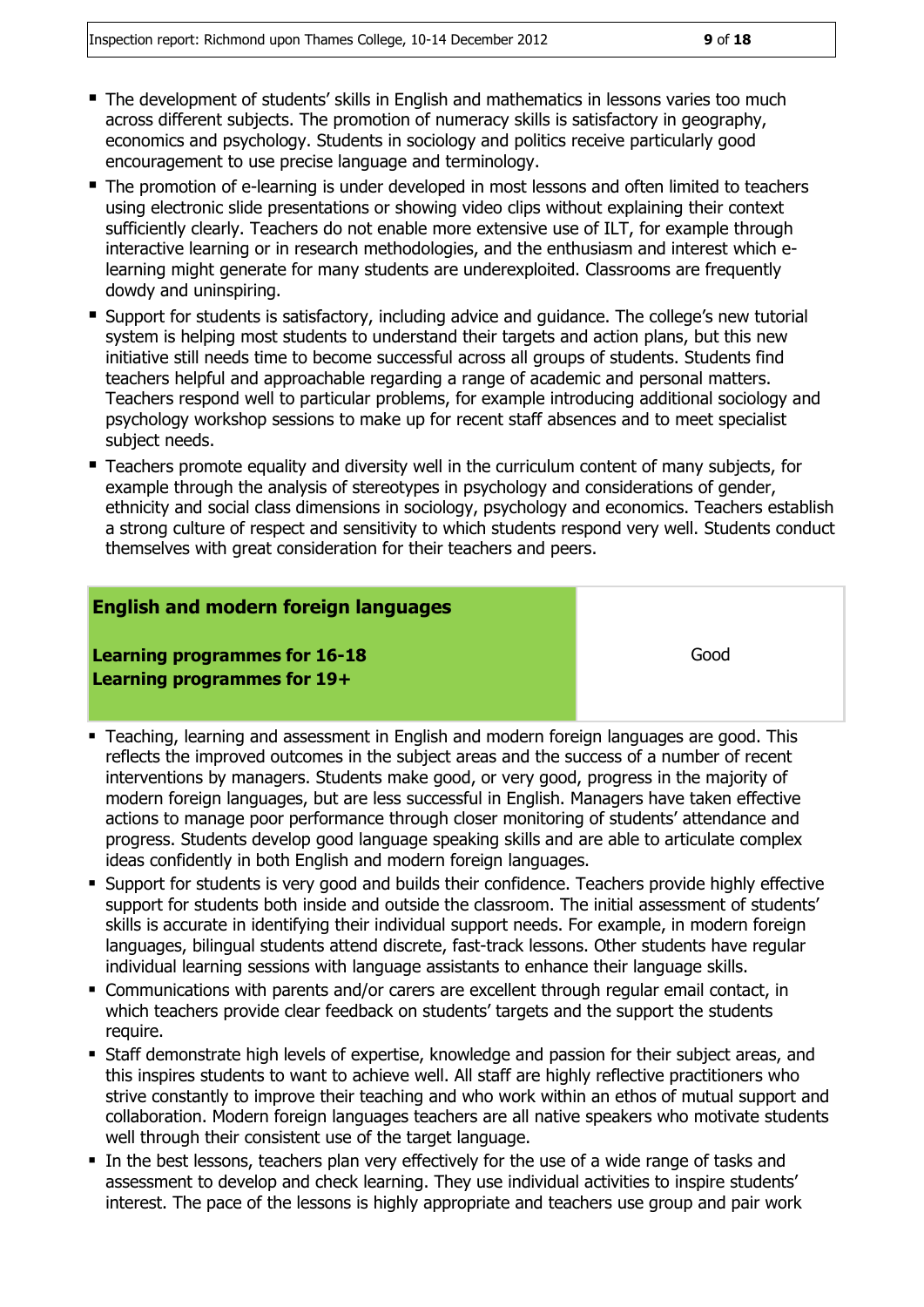- The development of students' skills in English and mathematics in lessons varies too much across different subjects. The promotion of numeracy skills is satisfactory in geography, economics and psychology. Students in sociology and politics receive particularly good encouragement to use precise language and terminology.
- The promotion of e-learning is under developed in most lessons and often limited to teachers using electronic slide presentations or showing video clips without explaining their context sufficiently clearly. Teachers do not enable more extensive use of ILT, for example through interactive learning or in research methodologies, and the enthusiasm and interest which e-learning might generate for many students are underexploited. Classrooms are frequently dowdy and uninspiring.
- Support for students is satisfactory, including advice and guidance. The college's new tutorial system is helping most students to understand their targets and action plans, but this new initiative still needs time to become successful across all groups of students. Students find teachers helpful and approachable regarding a range of academic and personal matters. Teachers respond well to particular problems, for example introducing additional sociology and psychology workshop sessions to make up for recent staff absences and to meet specialist subject needs.
- Teachers promote equality and diversity well in the curriculum content of many subjects, for example through the analysis of stereotypes in psychology and considerations of gender, ethnicity and social class dimensions in sociology, psychology and economics. Teachers establish a strong culture of respect and sensitivity to which students respond very well. Students conduct themselves with great consideration for their teachers and peers.

| **English and modern foreign languages**<br><br>**Learning programmes for 16-18**<br>**Learning programmes for 19+** | Good |
|---|---|

- Teaching, learning and assessment in English and modern foreign languages are good. This reflects the improved outcomes in the subject areas and the success of a number of recent interventions by managers. Students make good, or very good, progress in the majority of modern foreign languages, but are less successful in English. Managers have taken effective actions to manage poor performance through closer monitoring of students' attendance and progress. Students develop good language speaking skills and are able to articulate complex ideas confidently in both English and modern foreign languages.
- Support for students is very good and builds their confidence. Teachers provide highly effective support for students both inside and outside the classroom. The initial assessment of students' skills is accurate in identifying their individual support needs. For example, in modern foreign languages, bilingual students attend discrete, fast-track lessons. Other students have regular individual learning sessions with language assistants to enhance their language skills.
- Communications with parents and/or carers are excellent through regular email contact, in which teachers provide clear feedback on students' targets and the support the students require.
- Staff demonstrate high levels of expertise, knowledge and passion for their subject areas, and this inspires students to want to achieve well. All staff are highly reflective practitioners who strive constantly to improve their teaching and who work within an ethos of mutual support and collaboration. Modern foreign languages teachers are all native speakers who motivate students well through their consistent use of the target language.
- In the best lessons, teachers plan very effectively for the use of a wide range of tasks and assessment to develop and check learning. They use individual activities to inspire students' interest. The pace of the lessons is highly appropriate and teachers use group and pair work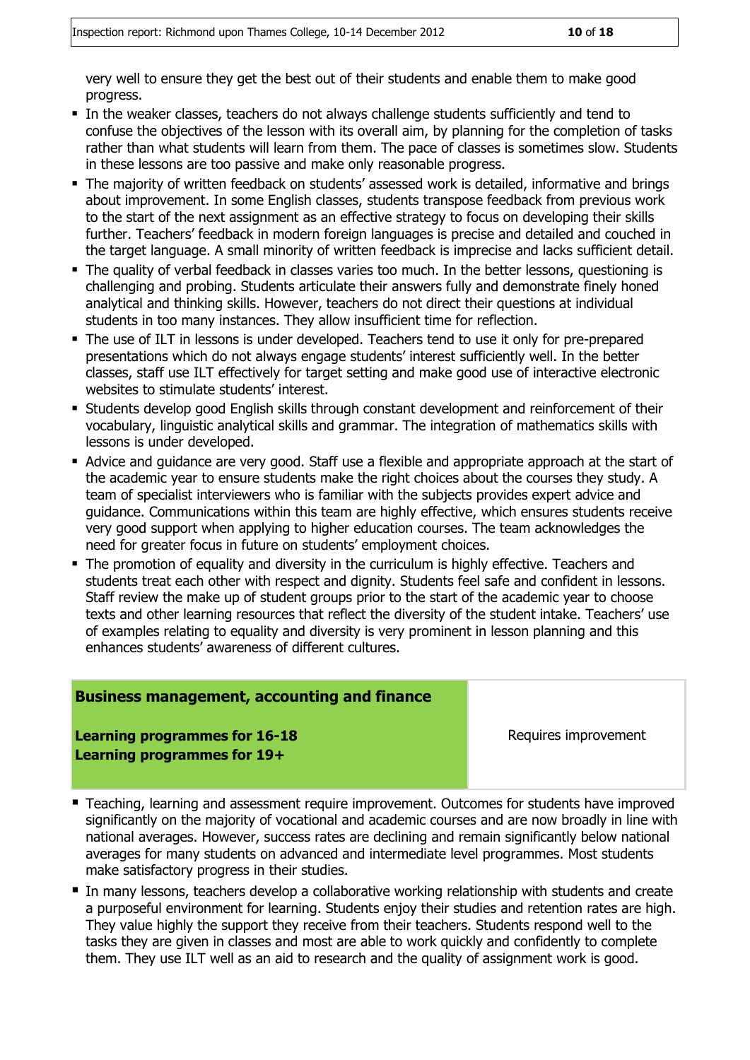very well to ensure they get the best out of their students and enable them to make good progress.

- In the weaker classes, teachers do not always challenge students sufficiently and tend to confuse the objectives of the lesson with its overall aim, by planning for the completion of tasks rather than what students will learn from them. The pace of classes is sometimes slow. Students in these lessons are too passive and make only reasonable progress.
- The majority of written feedback on students' assessed work is detailed, informative and brings about improvement. In some English classes, students transpose feedback from previous work to the start of the next assignment as an effective strategy to focus on developing their skills further. Teachers' feedback in modern foreign languages is precise and detailed and couched in the target language. A small minority of written feedback is imprecise and lacks sufficient detail.
- The quality of verbal feedback in classes varies too much. In the better lessons, questioning is challenging and probing. Students articulate their answers fully and demonstrate finely honed analytical and thinking skills. However, teachers do not direct their questions at individual students in too many instances. They allow insufficient time for reflection.
- The use of ILT in lessons is under developed. Teachers tend to use it only for pre-prepared presentations which do not always engage students' interest sufficiently well. In the better classes, staff use ILT effectively for target setting and make good use of interactive electronic websites to stimulate students' interest.
- Students develop good English skills through constant development and reinforcement of their vocabulary, linguistic analytical skills and grammar. The integration of mathematics skills with lessons is under developed.
- Advice and guidance are very good. Staff use a flexible and appropriate approach at the start of the academic year to ensure students make the right choices about the courses they study. A team of specialist interviewers who is familiar with the subjects provides expert advice and guidance. Communications within this team are highly effective, which ensures students receive very good support when applying to higher education courses. The team acknowledges the need for greater focus in future on students' employment choices.
- The promotion of equality and diversity in the curriculum is highly effective. Teachers and students treat each other with respect and dignity. Students feel safe and confident in lessons. Staff review the make up of student groups prior to the start of the academic year to choose texts and other learning resources that reflect the diversity of the student intake. Teachers' use of examples relating to equality and diversity is very prominent in lesson planning and this enhances students' awareness of different cultures.

| **Business management, accounting and finance**<br><br>**Learning programmes for 16-18**<br>**Learning programmes for 19+** | Requires improvement |
|---|---|

- Teaching, learning and assessment require improvement. Outcomes for students have improved significantly on the majority of vocational and academic courses and are now broadly in line with national averages. However, success rates are declining and remain significantly below national averages for many students on advanced and intermediate level programmes. Most students make satisfactory progress in their studies.
- In many lessons, teachers develop a collaborative working relationship with students and create a purposeful environment for learning. Students enjoy their studies and retention rates are high. They value highly the support they receive from their teachers. Students respond well to the tasks they are given in classes and most are able to work quickly and confidently to complete them. They use ILT well as an aid to research and the quality of assignment work is good.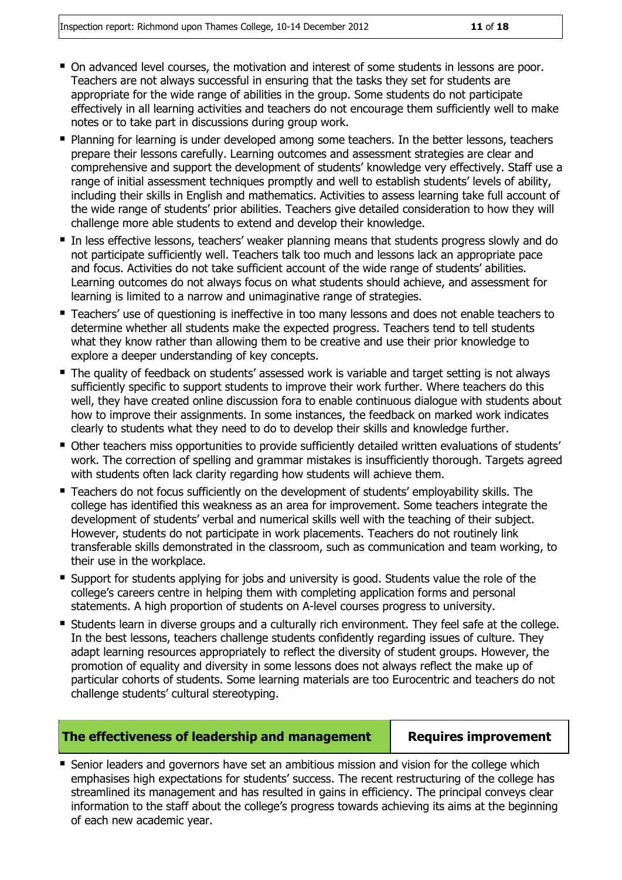- On advanced level courses, the motivation and interest of some students in lessons are poor. Teachers are not always successful in ensuring that the tasks they set for students are appropriate for the wide range of abilities in the group. Some students do not participate effectively in all learning activities and teachers do not encourage them sufficiently well to make notes or to take part in discussions during group work.
- Planning for learning is under developed among some teachers. In the better lessons, teachers prepare their lessons carefully. Learning outcomes and assessment strategies are clear and comprehensive and support the development of students' knowledge very effectively. Staff use a range of initial assessment techniques promptly and well to establish students' levels of ability, including their skills in English and mathematics. Activities to assess learning take full account of the wide range of students' prior abilities. Teachers give detailed consideration to how they will challenge more able students to extend and develop their knowledge.
- In less effective lessons, teachers' weaker planning means that students progress slowly and do not participate sufficiently well. Teachers talk too much and lessons lack an appropriate pace and focus. Activities do not take sufficient account of the wide range of students' abilities. Learning outcomes do not always focus on what students should achieve, and assessment for learning is limited to a narrow and unimaginative range of strategies.
- Teachers' use of questioning is ineffective in too many lessons and does not enable teachers to determine whether all students make the expected progress. Teachers tend to tell students what they know rather than allowing them to be creative and use their prior knowledge to explore a deeper understanding of key concepts.
- The quality of feedback on students' assessed work is variable and target setting is not always sufficiently specific to support students to improve their work further. Where teachers do this well, they have created online discussion fora to enable continuous dialogue with students about how to improve their assignments. In some instances, the feedback on marked work indicates clearly to students what they need to do to develop their skills and knowledge further.
- Other teachers miss opportunities to provide sufficiently detailed written evaluations of students' work. The correction of spelling and grammar mistakes is insufficiently thorough. Targets agreed with students often lack clarity regarding how students will achieve them.
- Teachers do not focus sufficiently on the development of students' employability skills. The college has identified this weakness as an area for improvement. Some teachers integrate the development of students' verbal and numerical skills well with the teaching of their subject. However, students do not participate in work placements. Teachers do not routinely link transferable skills demonstrated in the classroom, such as communication and team working, to their use in the workplace.
- Support for students applying for jobs and university is good. Students value the role of the college's careers centre in helping them with completing application forms and personal statements. A high proportion of students on A-level courses progress to university.
- Students learn in diverse groups and a culturally rich environment. They feel safe at the college. In the best lessons, teachers challenge students confidently regarding issues of culture. They adapt learning resources appropriately to reflect the diversity of student groups. However, the promotion of equality and diversity in some lessons does not always reflect the make up of particular cohorts of students. Some learning materials are too Eurocentric and teachers do not challenge students' cultural stereotyping.

| **The effectiveness of leadership and management** | **Requires improvement** |
|---|---|

- Senior leaders and governors have set an ambitious mission and vision for the college which emphasises high expectations for students' success. The recent restructuring of the college has streamlined its management and has resulted in gains in efficiency. The principal conveys clear information to the staff about the college's progress towards achieving its aims at the beginning of each new academic year.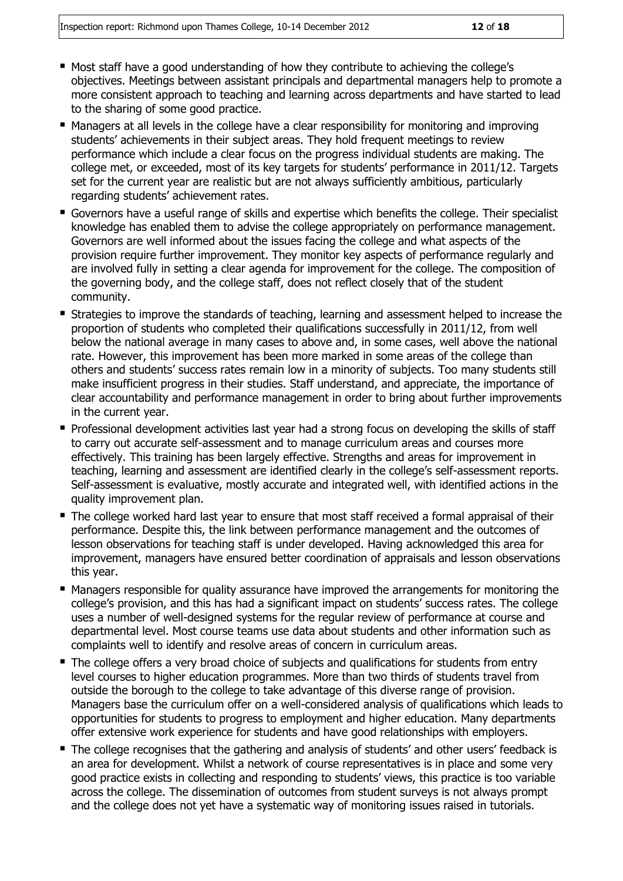- Most staff have a good understanding of how they contribute to achieving the college's objectives. Meetings between assistant principals and departmental managers help to promote a more consistent approach to teaching and learning across departments and have started to lead to the sharing of some good practice.
- Managers at all levels in the college have a clear responsibility for monitoring and improving students' achievements in their subject areas. They hold frequent meetings to review performance which include a clear focus on the progress individual students are making. The college met, or exceeded, most of its key targets for students' performance in 2011/12. Targets set for the current year are realistic but are not always sufficiently ambitious, particularly regarding students' achievement rates.
- Governors have a useful range of skills and expertise which benefits the college. Their specialist knowledge has enabled them to advise the college appropriately on performance management. Governors are well informed about the issues facing the college and what aspects of the provision require further improvement. They monitor key aspects of performance regularly and are involved fully in setting a clear agenda for improvement for the college. The composition of the governing body, and the college staff, does not reflect closely that of the student community.
- Strategies to improve the standards of teaching, learning and assessment helped to increase the proportion of students who completed their qualifications successfully in 2011/12, from well below the national average in many cases to above and, in some cases, well above the national rate. However, this improvement has been more marked in some areas of the college than others and students' success rates remain low in a minority of subjects. Too many students still make insufficient progress in their studies. Staff understand, and appreciate, the importance of clear accountability and performance management in order to bring about further improvements in the current year.
- Professional development activities last year had a strong focus on developing the skills of staff to carry out accurate self-assessment and to manage curriculum areas and courses more effectively. This training has been largely effective. Strengths and areas for improvement in teaching, learning and assessment are identified clearly in the college's self-assessment reports. Self-assessment is evaluative, mostly accurate and integrated well, with identified actions in the quality improvement plan.
- The college worked hard last year to ensure that most staff received a formal appraisal of their performance. Despite this, the link between performance management and the outcomes of lesson observations for teaching staff is under developed. Having acknowledged this area for improvement, managers have ensured better coordination of appraisals and lesson observations this year.
- Managers responsible for quality assurance have improved the arrangements for monitoring the college's provision, and this has had a significant impact on students' success rates. The college uses a number of well-designed systems for the regular review of performance at course and departmental level. Most course teams use data about students and other information such as complaints well to identify and resolve areas of concern in curriculum areas.
- The college offers a very broad choice of subjects and qualifications for students from entry level courses to higher education programmes. More than two thirds of students travel from outside the borough to the college to take advantage of this diverse range of provision. Managers base the curriculum offer on a well-considered analysis of qualifications which leads to opportunities for students to progress to employment and higher education. Many departments offer extensive work experience for students and have good relationships with employers.
- The college recognises that the gathering and analysis of students' and other users' feedback is an area for development. Whilst a network of course representatives is in place and some very good practice exists in collecting and responding to students' views, this practice is too variable across the college. The dissemination of outcomes from student surveys is not always prompt and the college does not yet have a systematic way of monitoring issues raised in tutorials.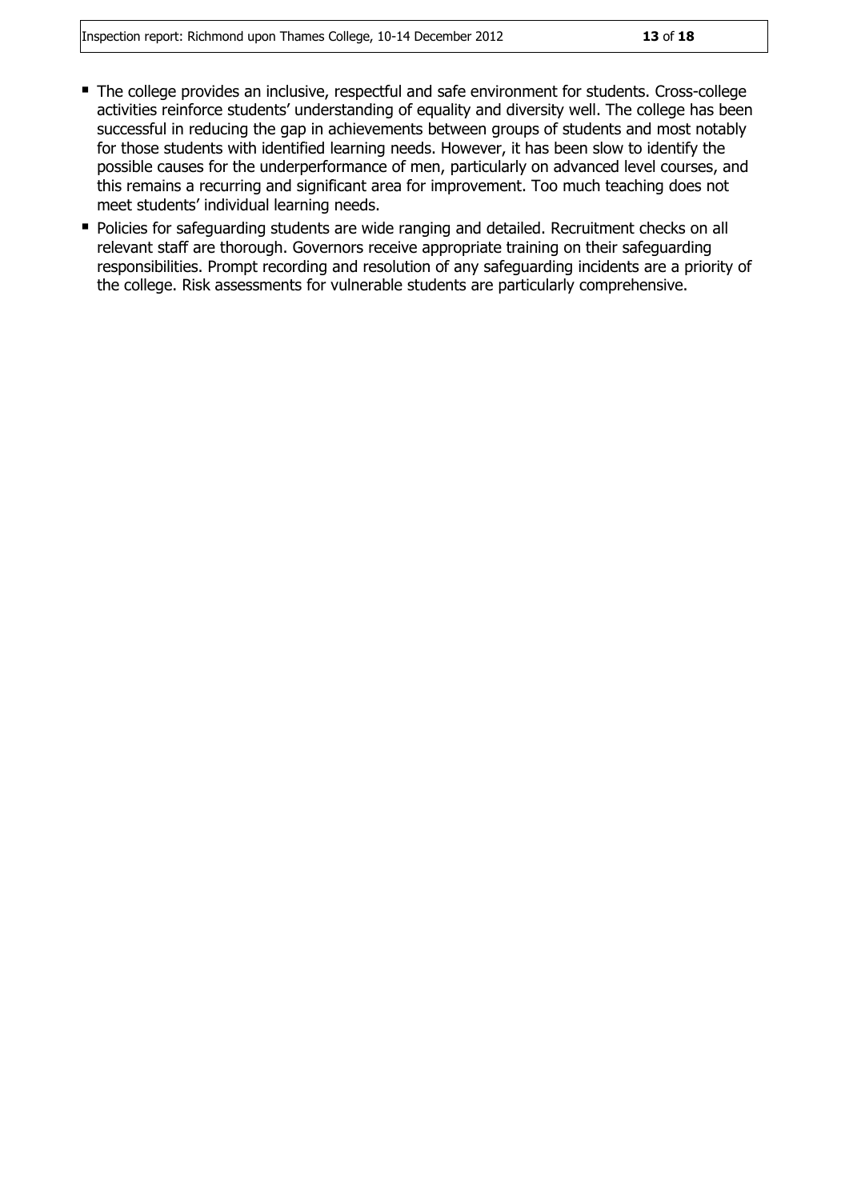- The college provides an inclusive, respectful and safe environment for students. Cross-college activities reinforce students' understanding of equality and diversity well. The college has been successful in reducing the gap in achievements between groups of students and most notably for those students with identified learning needs. However, it has been slow to identify the possible causes for the underperformance of men, particularly on advanced level courses, and this remains a recurring and significant area for improvement. Too much teaching does not meet students' individual learning needs.
- Policies for safeguarding students are wide ranging and detailed. Recruitment checks on all relevant staff are thorough. Governors receive appropriate training on their safeguarding responsibilities. Prompt recording and resolution of any safeguarding incidents are a priority of the college. Risk assessments for vulnerable students are particularly comprehensive.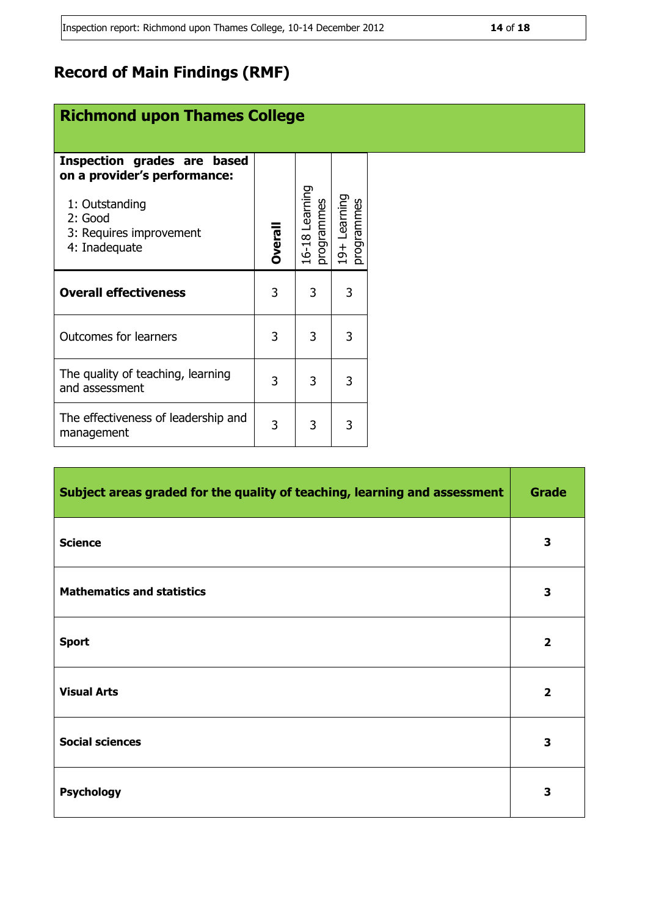# Record of Main Findings (RMF)

## Richmond upon Thames College

| **Inspection grades are based on a provider's performance:**<br>1: Outstanding<br>2: Good<br>3: Requires improvement<br>4: Inadequate | **Overall** | 16-18 Learning programmes | 19+ Learning programmes |
|---|---|---|---|
| **Overall effectiveness** | 3 | 3 | 3 |
| Outcomes for learners | 3 | 3 | 3 |
| The quality of teaching, learning and assessment | 3 | 3 | 3 |
| The effectiveness of leadership and management | 3 | 3 | 3 |

| **Subject areas graded for the quality of teaching, learning and assessment** | **Grade** |
|---|---|
| **Science** | **3** |
| **Mathematics and statistics** | **3** |
| **Sport** | **2** |
| **Visual Arts** | **2** |
| **Social sciences** | **3** |
| **Psychology** | **3** |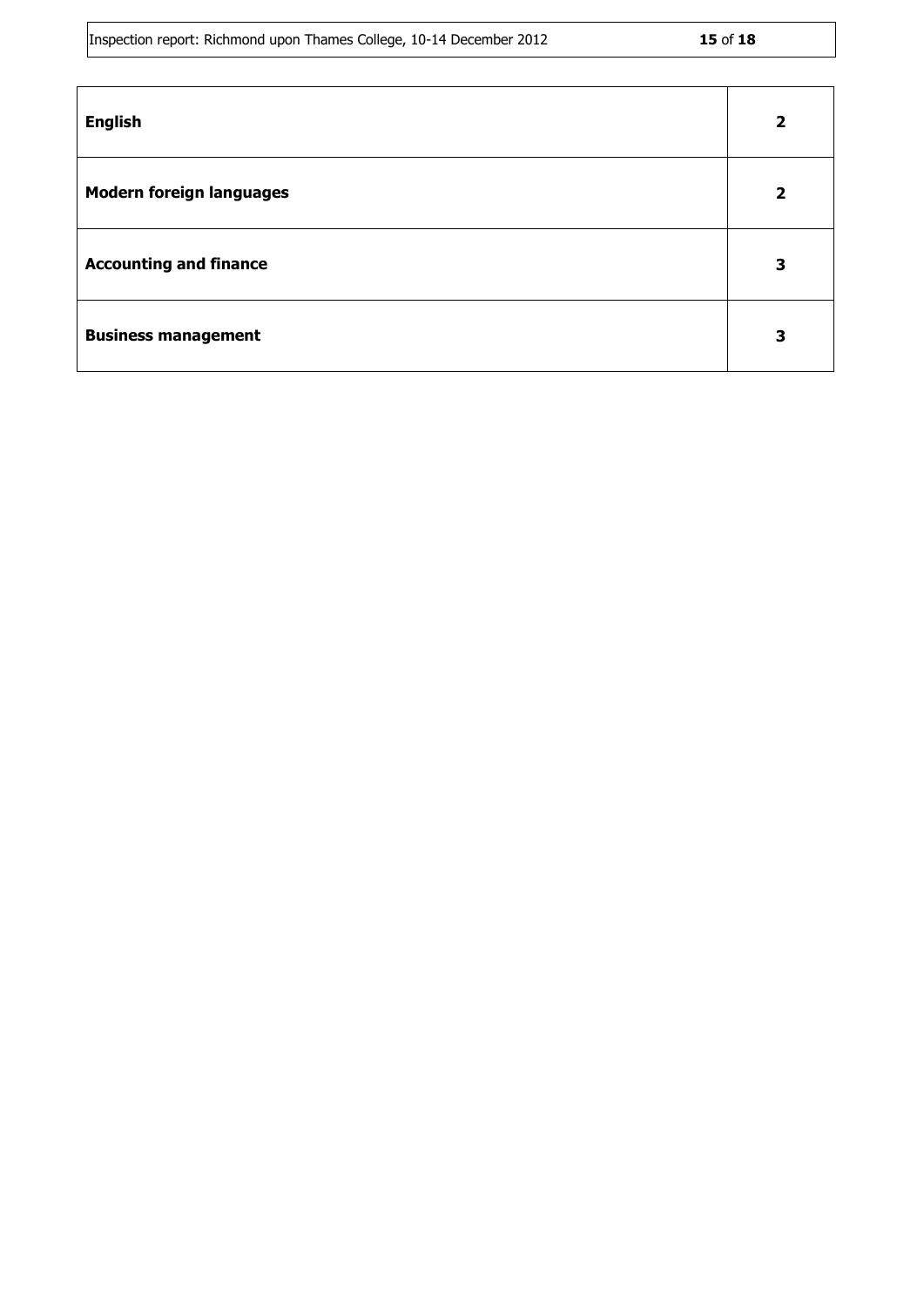| | |
|---|---|
| **English** | **2** |
| **Modern foreign languages** | **2** |
| **Accounting and finance** | **3** |
| **Business management** | **3** |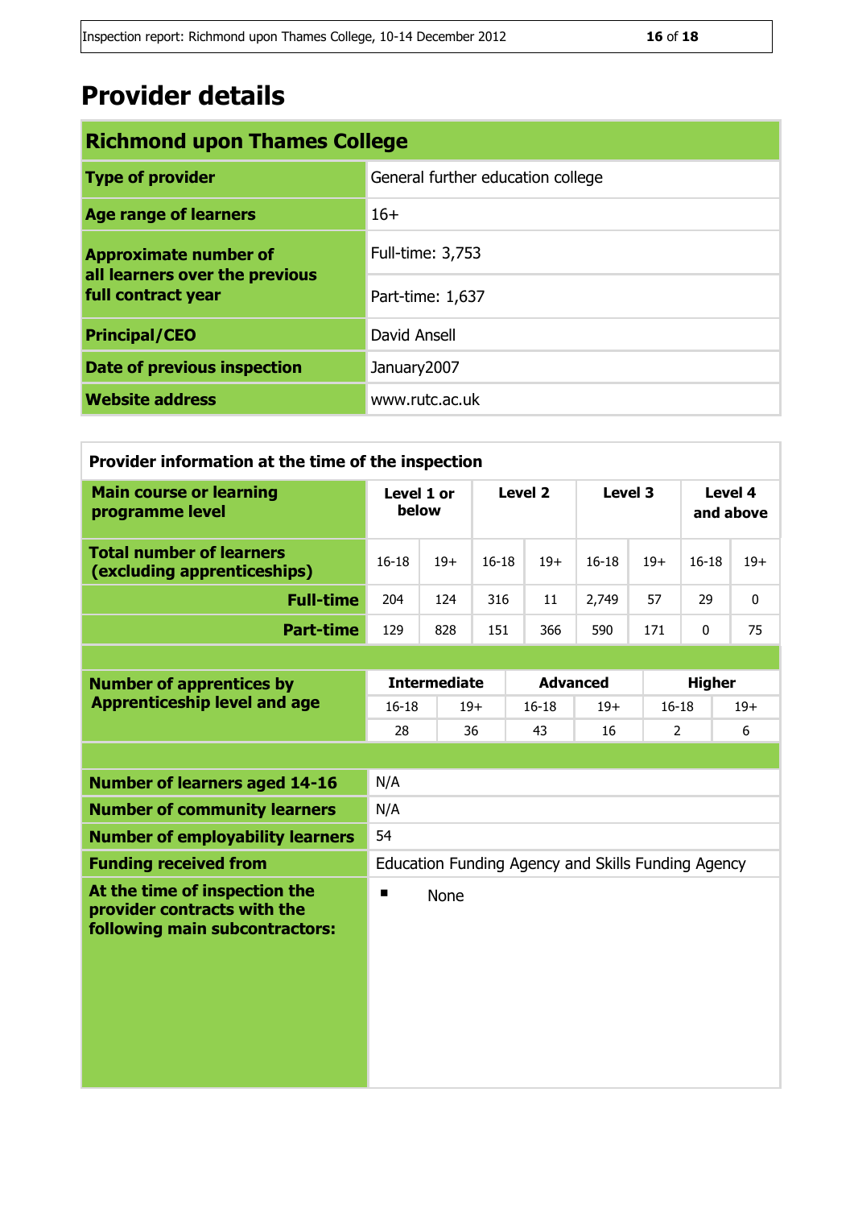# Provider details

| Richmond upon Thames College | |
|---|---|
| **Type of provider** | General further education college |
| **Age range of learners** | 16+ |
| **Approximate number of all learners over the previous full contract year** | Full-time: 3,753 |
| | Part-time: 1,637 |
| **Principal/CEO** | David Ansell |
| **Date of previous inspection** | January2007 |
| **Website address** | www.rutc.ac.uk |

**Provider information at the time of the inspection**

| Main course or learning programme level | Level 1 or below | | Level 2 | | Level 3 | | Level 4 and above | |
|---|---|---|---|---|---|---|---|---|
| **Total number of learners (excluding apprenticeships)** | 16-18 | 19+ | 16-18 | 19+ | 16-18 | 19+ | 16-18 | 19+ |
| **Full-time** | 204 | 124 | 316 | 11 | 2,749 | 57 | 29 | 0 |
| **Part-time** | 129 | 828 | 151 | 366 | 590 | 171 | 0 | 75 |

| Number of apprentices by Apprenticeship level and age | Intermediate | | Advanced | | Higher | |
|---|---|---|---|---|---|---|
| | 16-18 | 19+ | 16-18 | 19+ | 16-18 | 19+ |
| | 28 | 36 | 43 | 16 | 2 | 6 |

| | |
|---|---|
| **Number of learners aged 14-16** | N/A |
| **Number of community learners** | N/A |
| **Number of employability learners** | 54 |
| **Funding received from** | Education Funding Agency and Skills Funding Agency |
| **At the time of inspection the provider contracts with the following main subcontractors:** | ▪ None |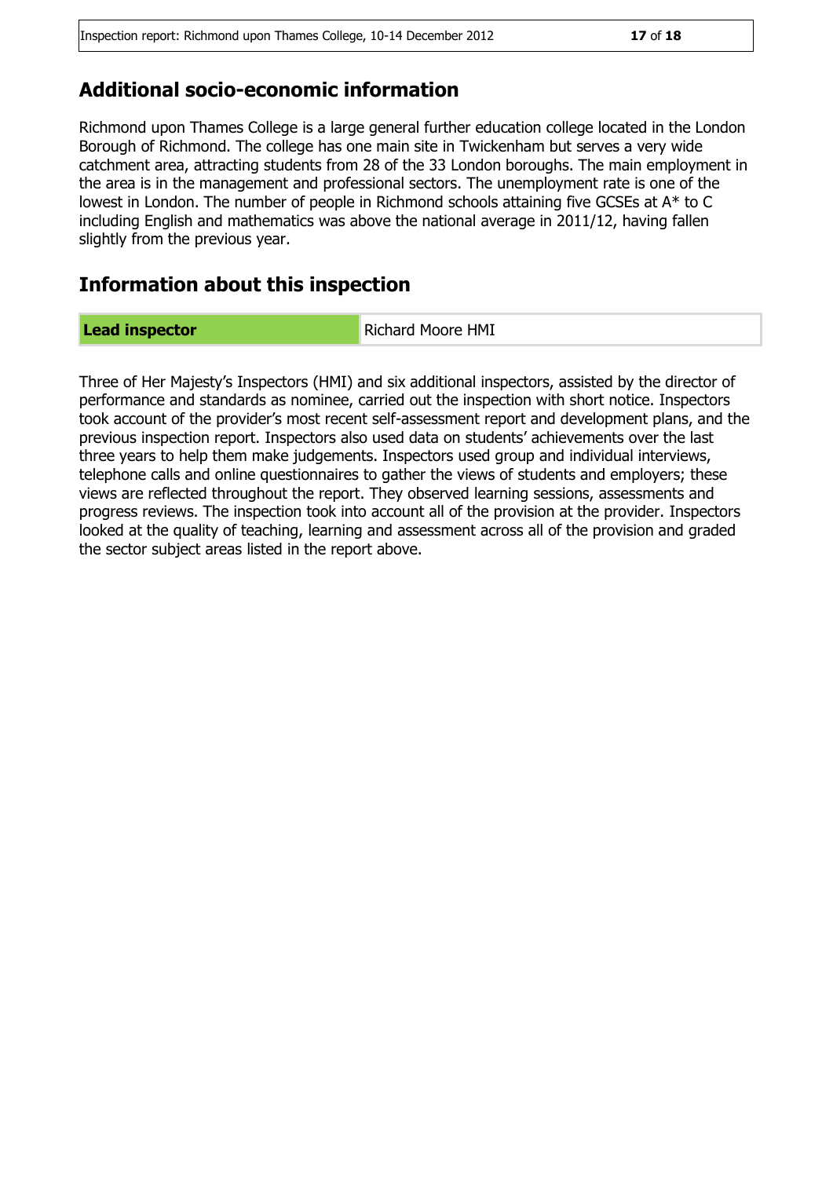## Additional socio-economic information

Richmond upon Thames College is a large general further education college located in the London Borough of Richmond. The college has one main site in Twickenham but serves a very wide catchment area, attracting students from 28 of the 33 London boroughs. The main employment in the area is in the management and professional sectors. The unemployment rate is one of the lowest in London. The number of people in Richmond schools attaining five GCSEs at A* to C including English and mathematics was above the national average in 2011/12, having fallen slightly from the previous year.

## Information about this inspection

| **Lead inspector** | Richard Moore HMI |
|---|---|

Three of Her Majesty's Inspectors (HMI) and six additional inspectors, assisted by the director of performance and standards as nominee, carried out the inspection with short notice. Inspectors took account of the provider's most recent self-assessment report and development plans, and the previous inspection report. Inspectors also used data on students' achievements over the last three years to help them make judgements. Inspectors used group and individual interviews, telephone calls and online questionnaires to gather the views of students and employers; these views are reflected throughout the report. They observed learning sessions, assessments and progress reviews. The inspection took into account all of the provision at the provider. Inspectors looked at the quality of teaching, learning and assessment across all of the provision and graded the sector subject areas listed in the report above.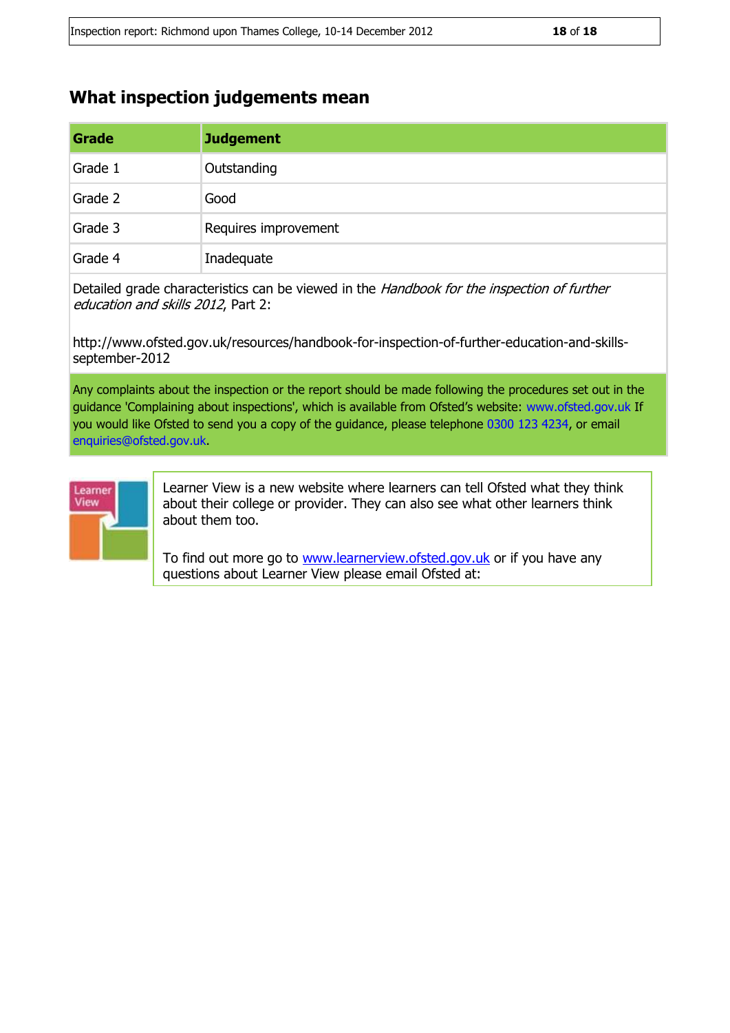## What inspection judgements mean

| Grade | Judgement |
|---|---|
| Grade 1 | Outstanding |
| Grade 2 | Good |
| Grade 3 | Requires improvement |
| Grade 4 | Inadequate |

Detailed grade characteristics can be viewed in the *Handbook for the inspection of further education and skills 2012*, Part 2:

http://www.ofsted.gov.uk/resources/handbook-for-inspection-of-further-education-and-skills-september-2012

Any complaints about the inspection or the report should be made following the procedures set out in the guidance 'Complaining about inspections', which is available from Ofsted's website: www.ofsted.gov.uk If you would like Ofsted to send you a copy of the guidance, please telephone 0300 123 4234, or email enquiries@ofsted.gov.uk.

Learner View is a new website where learners can tell Ofsted what they think about their college or provider. They can also see what other learners think about them too.

To find out more go to www.learnerview.ofsted.gov.uk or if you have any questions about Learner View please email Ofsted at: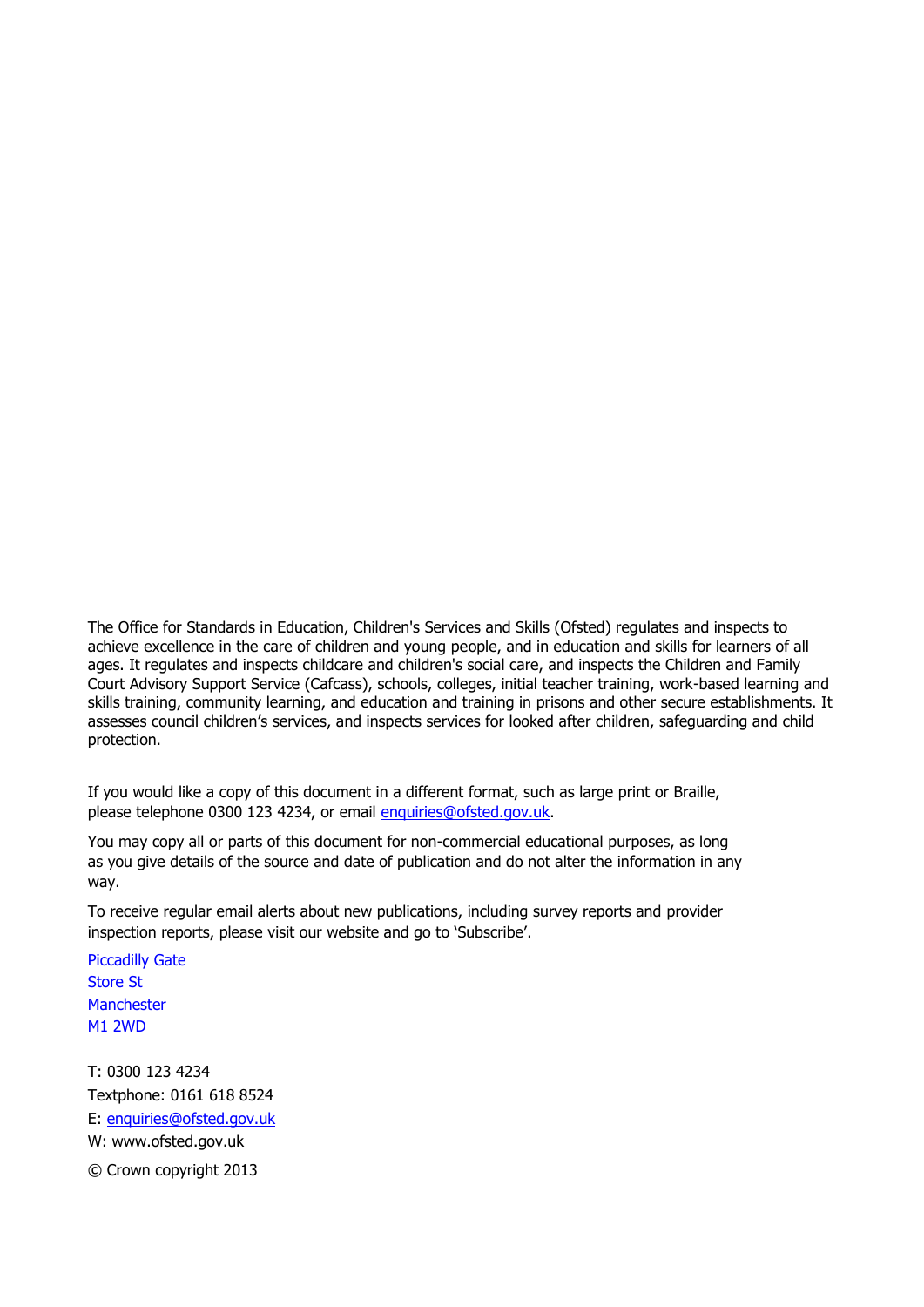The Office for Standards in Education, Children's Services and Skills (Ofsted) regulates and inspects to achieve excellence in the care of children and young people, and in education and skills for learners of all ages. It regulates and inspects childcare and children's social care, and inspects the Children and Family Court Advisory Support Service (Cafcass), schools, colleges, initial teacher training, work-based learning and skills training, community learning, and education and training in prisons and other secure establishments. It assesses council children's services, and inspects services for looked after children, safeguarding and child protection.

If you would like a copy of this document in a different format, such as large print or Braille, please telephone 0300 123 4234, or email enquiries@ofsted.gov.uk.

You may copy all or parts of this document for non-commercial educational purposes, as long as you give details of the source and date of publication and do not alter the information in any way.

To receive regular email alerts about new publications, including survey reports and provider inspection reports, please visit our website and go to 'Subscribe'.

Piccadilly Gate
Store St
Manchester
M1 2WD

T: 0300 123 4234
Textphone: 0161 618 8524
E: enquiries@ofsted.gov.uk
W: www.ofsted.gov.uk

© Crown copyright 2013